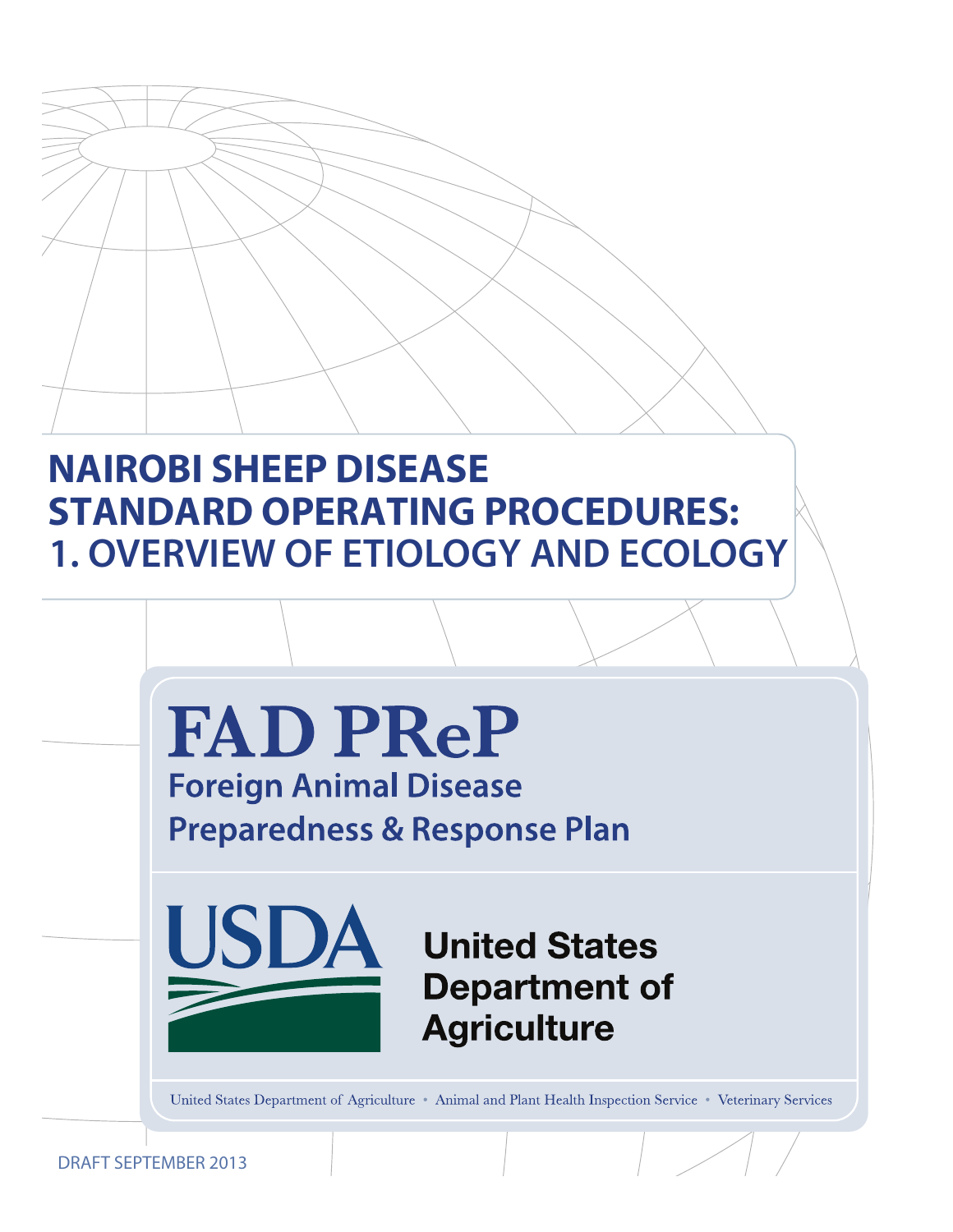# NAIROBI SHEEP DISEASE STANDARD OPERATING PROCEDURES: 1. OVERVIEW OF ETIOLOGY AND ECOLOGY

**FAD PReP**

**Foreign Animal Disease Preparedness & Response Plan**

**USDA**

**United States Department of Agriculture**

United States Department of Agriculture • Animal and Plant Health Inspection Service • Veterinary Services

DRAFT SEPTEMBER 2013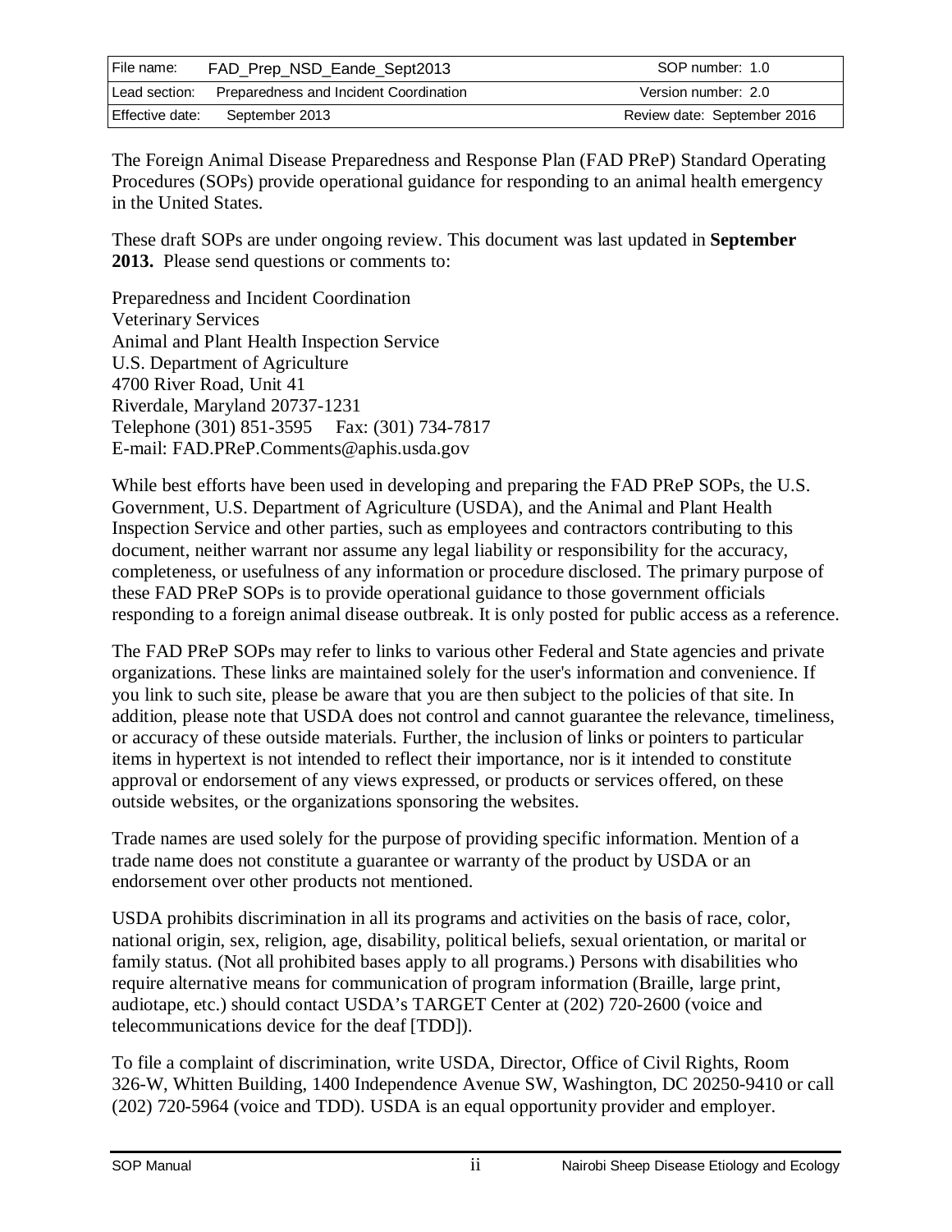| File name: | FAD_Prep_NSD_Eande_Sept2013 | SOP number: 1.0 |
|---|---|---|
| Lead section: | Preparedness and Incident Coordination | Version number: 2.0 |
| Effective date: | September 2013 | Review date: September 2016 |

The Foreign Animal Disease Preparedness and Response Plan (FAD PReP) Standard Operating Procedures (SOPs) provide operational guidance for responding to an animal health emergency in the United States.

These draft SOPs are under ongoing review. This document was last updated in **September 2013.** Please send questions or comments to:

Preparedness and Incident Coordination
Veterinary Services
Animal and Plant Health Inspection Service
U.S. Department of Agriculture
4700 River Road, Unit 41
Riverdale, Maryland 20737-1231
Telephone (301) 851-3595 Fax: (301) 734-7817
E-mail: FAD.PReP.Comments@aphis.usda.gov

While best efforts have been used in developing and preparing the FAD PReP SOPs, the U.S. Government, U.S. Department of Agriculture (USDA), and the Animal and Plant Health Inspection Service and other parties, such as employees and contractors contributing to this document, neither warrant nor assume any legal liability or responsibility for the accuracy, completeness, or usefulness of any information or procedure disclosed. The primary purpose of these FAD PReP SOPs is to provide operational guidance to those government officials responding to a foreign animal disease outbreak. It is only posted for public access as a reference.

The FAD PReP SOPs may refer to links to various other Federal and State agencies and private organizations. These links are maintained solely for the user's information and convenience. If you link to such site, please be aware that you are then subject to the policies of that site. In addition, please note that USDA does not control and cannot guarantee the relevance, timeliness, or accuracy of these outside materials. Further, the inclusion of links or pointers to particular items in hypertext is not intended to reflect their importance, nor is it intended to constitute approval or endorsement of any views expressed, or products or services offered, on these outside websites, or the organizations sponsoring the websites.

Trade names are used solely for the purpose of providing specific information. Mention of a trade name does not constitute a guarantee or warranty of the product by USDA or an endorsement over other products not mentioned.

USDA prohibits discrimination in all its programs and activities on the basis of race, color, national origin, sex, religion, age, disability, political beliefs, sexual orientation, or marital or family status. (Not all prohibited bases apply to all programs.) Persons with disabilities who require alternative means for communication of program information (Braille, large print, audiotape, etc.) should contact USDA's TARGET Center at (202) 720-2600 (voice and telecommunications device for the deaf [TDD]).

To file a complaint of discrimination, write USDA, Director, Office of Civil Rights, Room 326-W, Whitten Building, 1400 Independence Avenue SW, Washington, DC 20250-9410 or call (202) 720-5964 (voice and TDD). USDA is an equal opportunity provider and employer.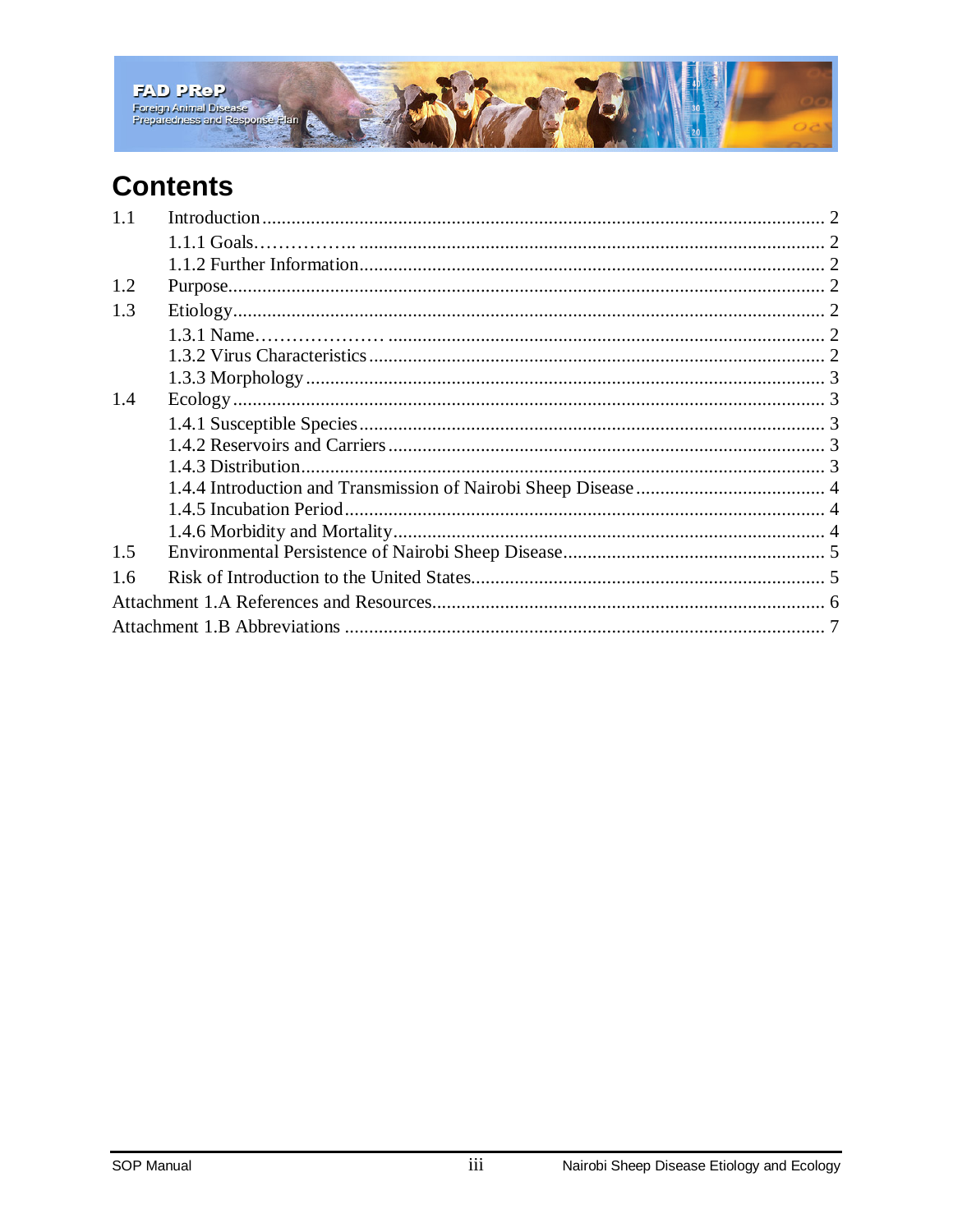# Contents

1.1 Introduction ........................................................................................................ 2

1.1.1 Goals........................................................................................................ 2

1.1.2 Further Information................................................................................. 2

1.2 Purpose.............................................................................................................. 2

1.3 Etiology.............................................................................................................. 2

1.3.1 Name........................................................................................................ 2

1.3.2 Virus Characteristics ............................................................................... 2

1.3.3 Morphology ............................................................................................. 3

1.4 Ecology .............................................................................................................. 3

1.4.1 Susceptible Species ................................................................................. 3

1.4.2 Reservoirs and Carriers ........................................................................... 3

1.4.3 Distribution.............................................................................................. 3

1.4.4 Introduction and Transmission of Nairobi Sheep Disease ....................... 4

1.4.5 Incubation Period ..................................................................................... 4

1.4.6 Morbidity and Mortality .......................................................................... 4

1.5 Environmental Persistence of Nairobi Sheep Disease...................................... 5

1.6 Risk of Introduction to the United States.......................................................... 5

Attachment 1.A References and Resources........................................................... 6

Attachment 1.B Abbreviations .............................................................................. 7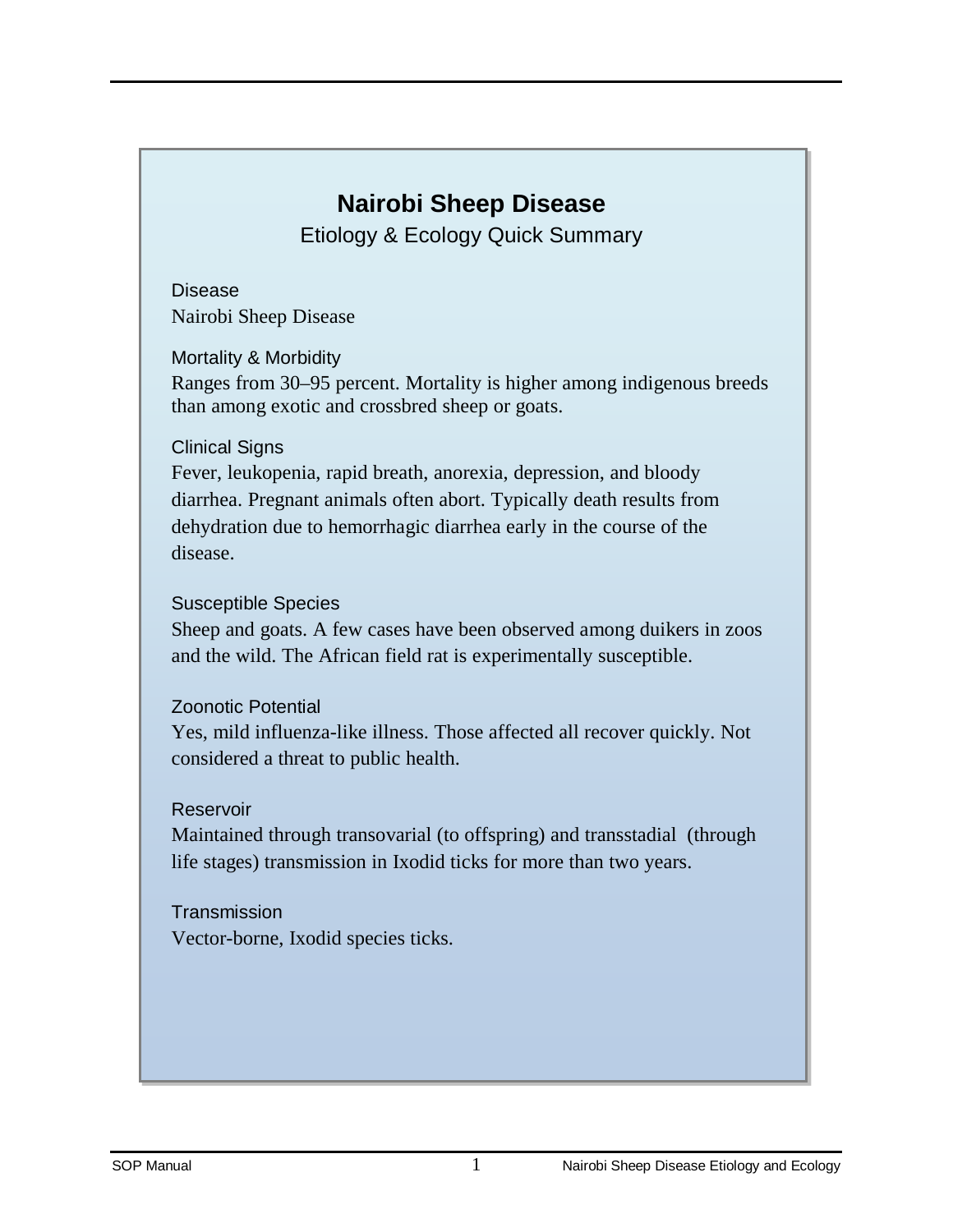# Nairobi Sheep Disease

## Etiology & Ecology Quick Summary

### Disease

Nairobi Sheep Disease

### Mortality & Morbidity

Ranges from 30–95 percent. Mortality is higher among indigenous breeds than among exotic and crossbred sheep or goats.

### Clinical Signs

Fever, leukopenia, rapid breath, anorexia, depression, and bloody diarrhea. Pregnant animals often abort. Typically death results from dehydration due to hemorrhagic diarrhea early in the course of the disease.

### Susceptible Species

Sheep and goats. A few cases have been observed among duikers in zoos and the wild. The African field rat is experimentally susceptible.

### Zoonotic Potential

Yes, mild influenza-like illness. Those affected all recover quickly. Not considered a threat to public health.

### Reservoir

Maintained through transovarial (to offspring) and transstadial (through life stages) transmission in Ixodid ticks for more than two years.

### Transmission

Vector-borne, Ixodid species ticks.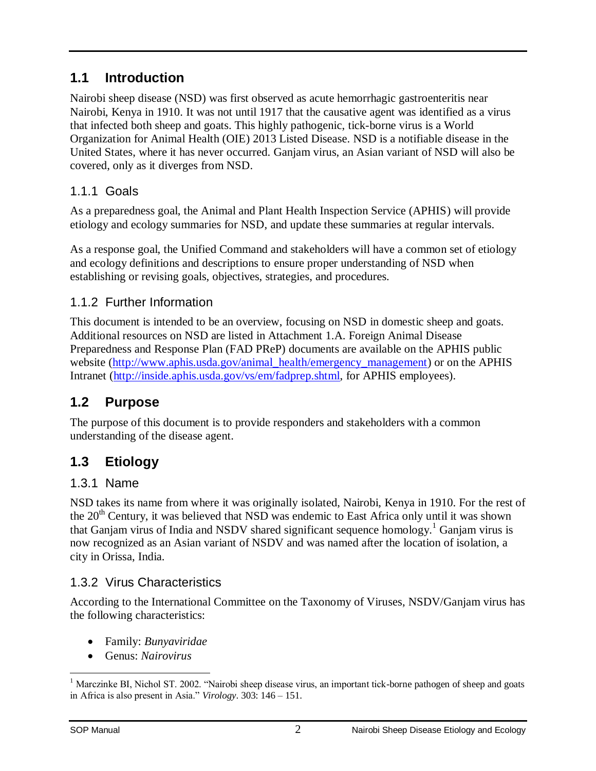## 1.1 Introduction

Nairobi sheep disease (NSD) was first observed as acute hemorrhagic gastroenteritis near Nairobi, Kenya in 1910. It was not until 1917 that the causative agent was identified as a virus that infected both sheep and goats. This highly pathogenic, tick-borne virus is a World Organization for Animal Health (OIE) 2013 Listed Disease. NSD is a notifiable disease in the United States, where it has never occurred. Ganjam virus, an Asian variant of NSD will also be covered, only as it diverges from NSD.

### 1.1.1 Goals

As a preparedness goal, the Animal and Plant Health Inspection Service (APHIS) will provide etiology and ecology summaries for NSD, and update these summaries at regular intervals.

As a response goal, the Unified Command and stakeholders will have a common set of etiology and ecology definitions and descriptions to ensure proper understanding of NSD when establishing or revising goals, objectives, strategies, and procedures.

### 1.1.2 Further Information

This document is intended to be an overview, focusing on NSD in domestic sheep and goats. Additional resources on NSD are listed in Attachment 1.A. Foreign Animal Disease Preparedness and Response Plan (FAD PReP) documents are available on the APHIS public website (http://www.aphis.usda.gov/animal_health/emergency_management) or on the APHIS Intranet (http://inside.aphis.usda.gov/vs/em/fadprep.shtml, for APHIS employees).

## 1.2 Purpose

The purpose of this document is to provide responders and stakeholders with a common understanding of the disease agent.

## 1.3 Etiology

### 1.3.1 Name

NSD takes its name from where it was originally isolated, Nairobi, Kenya in 1910. For the rest of the 20th Century, it was believed that NSD was endemic to East Africa only until it was shown that Ganjam virus of India and NSDV shared significant sequence homology.[1] Ganjam virus is now recognized as an Asian variant of NSDV and was named after the location of isolation, a city in Orissa, India.

### 1.3.2 Virus Characteristics

According to the International Committee on the Taxonomy of Viruses, NSDV/Ganjam virus has the following characteristics:

- Family: *Bunyaviridae*
- Genus: *Nairovirus*

[1] Marczinke BI, Nichol ST. 2002. "Nairobi sheep disease virus, an important tick-borne pathogen of sheep and goats in Africa is also present in Asia." *Virology*. 303: 146 – 151.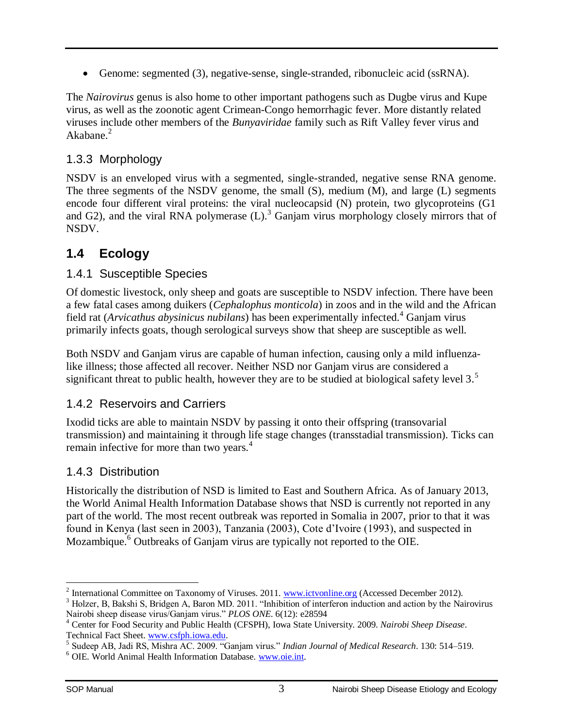- Genome: segmented (3), negative-sense, single-stranded, ribonucleic acid (ssRNA).

The *Nairovirus* genus is also home to other important pathogens such as Dugbe virus and Kupe virus, as well as the zoonotic agent Crimean-Congo hemorrhagic fever. More distantly related viruses include other members of the *Bunyaviridae* family such as Rift Valley fever virus and Akabane.[2]

### 1.3.3 Morphology

NSDV is an enveloped virus with a segmented, single-stranded, negative sense RNA genome. The three segments of the NSDV genome, the small (S), medium (M), and large (L) segments encode four different viral proteins: the viral nucleocapsid (N) protein, two glycoproteins (G1 and G2), and the viral RNA polymerase (L).[3] Ganjam virus morphology closely mirrors that of NSDV.

## 1.4 Ecology

### 1.4.1 Susceptible Species

Of domestic livestock, only sheep and goats are susceptible to NSDV infection. There have been a few fatal cases among duikers (*Cephalophus monticola*) in zoos and in the wild and the African field rat (*Arvicathus abysinicus nubilans*) has been experimentally infected.[4] Ganjam virus primarily infects goats, though serological surveys show that sheep are susceptible as well.

Both NSDV and Ganjam virus are capable of human infection, causing only a mild influenza-like illness; those affected all recover. Neither NSD nor Ganjam virus are considered a significant threat to public health, however they are to be studied at biological safety level 3.[5]

### 1.4.2 Reservoirs and Carriers

Ixodid ticks are able to maintain NSDV by passing it onto their offspring (transovarial transmission) and maintaining it through life stage changes (transstadial transmission). Ticks can remain infective for more than two years.[4]

### 1.4.3 Distribution

Historically the distribution of NSD is limited to East and Southern Africa. As of January 2013, the World Animal Health Information Database shows that NSD is currently not reported in any part of the world. The most recent outbreak was reported in Somalia in 2007, prior to that it was found in Kenya (last seen in 2003), Tanzania (2003), Cote d'Ivoire (1993), and suspected in Mozambique.[6] Outbreaks of Ganjam virus are typically not reported to the OIE.

---

[2] International Committee on Taxonomy of Viruses. 2011. www.ictvonline.org (Accessed December 2012).

[3] Holzer, B, Bakshi S, Bridgen A, Baron MD. 2011. "Inhibition of interferon induction and action by the Nairovirus Nairobi sheep disease virus/Ganjam virus." *PLOS ONE*. 6(12): e28594

[4] Center for Food Security and Public Health (CFSPH), Iowa State University. 2009. *Nairobi Sheep Disease*. Technical Fact Sheet. www.csfph.iowa.edu.

[5] Sudeep AB, Jadi RS, Mishra AC. 2009. "Ganjam virus." *Indian Journal of Medical Research*. 130: 514–519.

[6] OIE. World Animal Health Information Database. www.oie.int.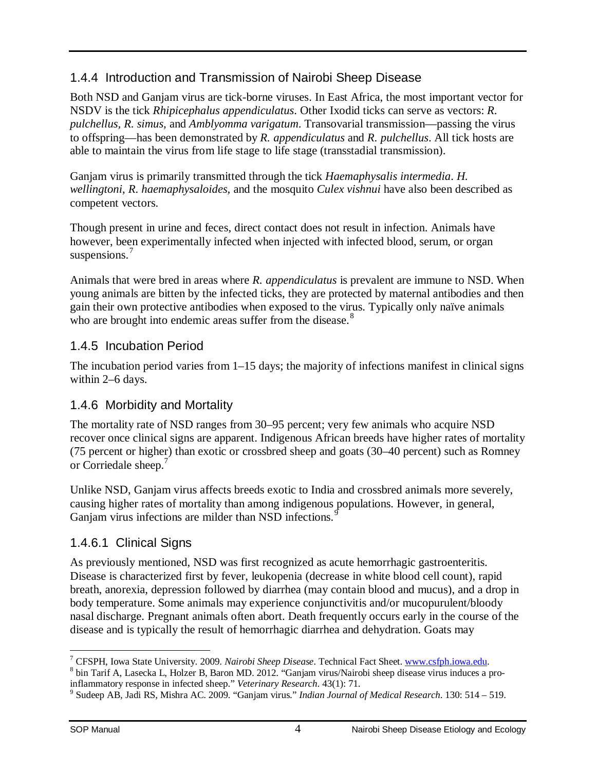### 1.4.4 Introduction and Transmission of Nairobi Sheep Disease

Both NSD and Ganjam virus are tick-borne viruses. In East Africa, the most important vector for NSDV is the tick *Rhipicephalus appendiculatus*. Other Ixodid ticks can serve as vectors: *R. pulchellus, R. simus,* and *Amblyomma varigatum*. Transovarial transmission—passing the virus to offspring—has been demonstrated by *R. appendiculatus* and *R. pulchellus*. All tick hosts are able to maintain the virus from life stage to life stage (transstadial transmission).

Ganjam virus is primarily transmitted through the tick *Haemaphysalis intermedia*. *H. wellingtoni*, *R. haemaphysaloides,* and the mosquito *Culex vishnui* have also been described as competent vectors.

Though present in urine and feces, direct contact does not result in infection. Animals have however, been experimentally infected when injected with infected blood, serum, or organ suspensions.[7]

Animals that were bred in areas where *R. appendiculatus* is prevalent are immune to NSD. When young animals are bitten by the infected ticks, they are protected by maternal antibodies and then gain their own protective antibodies when exposed to the virus. Typically only naïve animals who are brought into endemic areas suffer from the disease.[8]

### 1.4.5 Incubation Period

The incubation period varies from 1–15 days; the majority of infections manifest in clinical signs within 2–6 days.

### 1.4.6 Morbidity and Mortality

The mortality rate of NSD ranges from 30–95 percent; very few animals who acquire NSD recover once clinical signs are apparent. Indigenous African breeds have higher rates of mortality (75 percent or higher) than exotic or crossbred sheep and goats (30–40 percent) such as Romney or Corriedale sheep.[7]

Unlike NSD, Ganjam virus affects breeds exotic to India and crossbred animals more severely, causing higher rates of mortality than among indigenous populations. However, in general, Ganjam virus infections are milder than NSD infections.[9]

#### 1.4.6.1 Clinical Signs

As previously mentioned, NSD was first recognized as acute hemorrhagic gastroenteritis. Disease is characterized first by fever, leukopenia (decrease in white blood cell count), rapid breath, anorexia, depression followed by diarrhea (may contain blood and mucus), and a drop in body temperature. Some animals may experience conjunctivitis and/or mucopurulent/bloody nasal discharge. Pregnant animals often abort. Death frequently occurs early in the course of the disease and is typically the result of hemorrhagic diarrhea and dehydration. Goats may

---

[7] CFSPH, Iowa State University. 2009. *Nairobi Sheep Disease*. Technical Fact Sheet. www.csfph.iowa.edu.

[8] bin Tarif A, Lasecka L, Holzer B, Baron MD. 2012. "Ganjam virus/Nairobi sheep disease virus induces a pro-inflammatory response in infected sheep." *Veterinary Research*. 43(1): 71.

[9] Sudeep AB, Jadi RS, Mishra AC. 2009. "Ganjam virus." *Indian Journal of Medical Research*. 130: 514 – 519.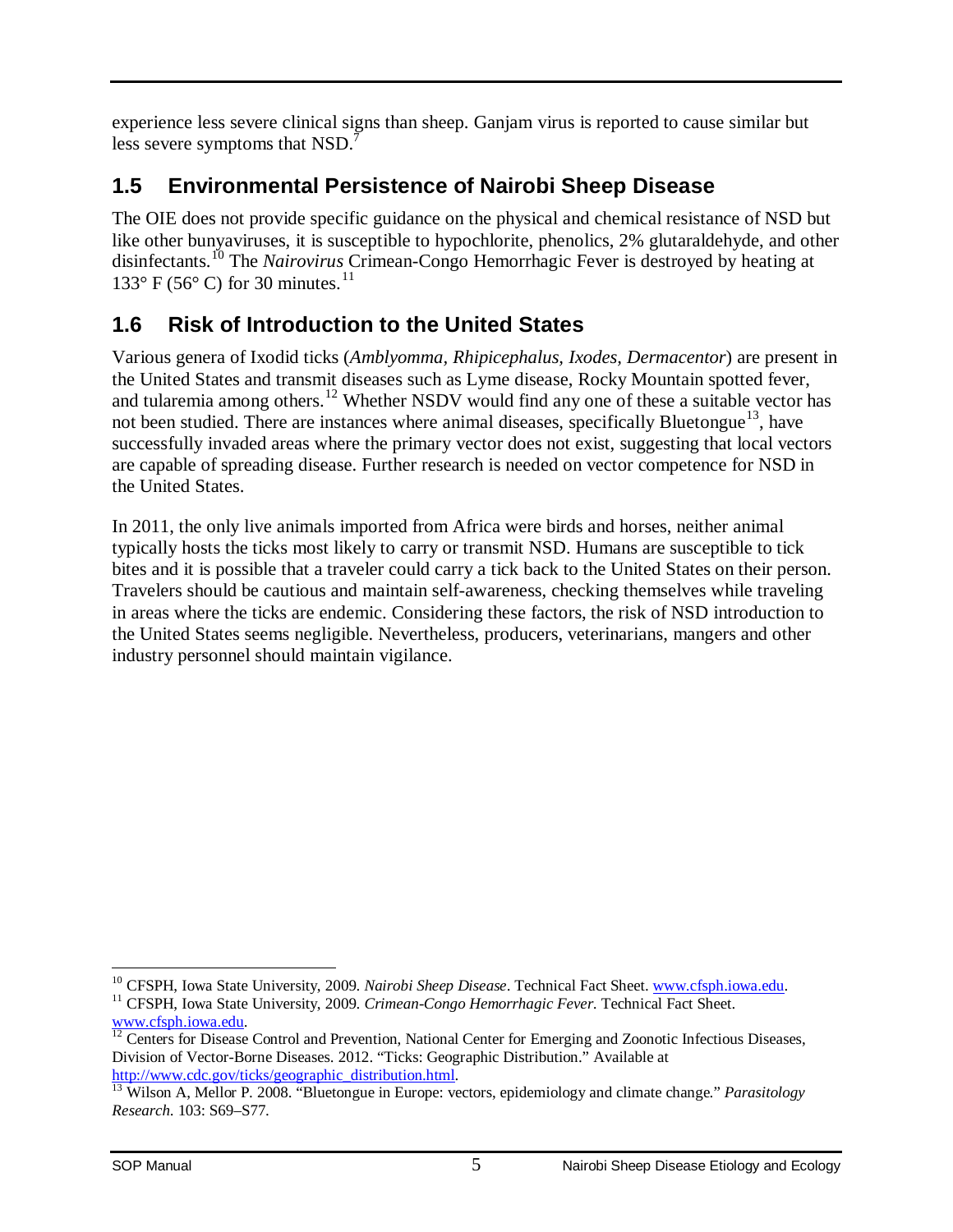experience less severe clinical signs than sheep. Ganjam virus is reported to cause similar but less severe symptoms that NSD.[7]

## 1.5 Environmental Persistence of Nairobi Sheep Disease

The OIE does not provide specific guidance on the physical and chemical resistance of NSD but like other bunyaviruses, it is susceptible to hypochlorite, phenolics, 2% glutaraldehyde, and other disinfectants.[10] The *Nairovirus* Crimean-Congo Hemorrhagic Fever is destroyed by heating at 133° F (56° C) for 30 minutes.[11]

## 1.6 Risk of Introduction to the United States

Various genera of Ixodid ticks (*Amblyomma, Rhipicephalus, Ixodes, Dermacentor*) are present in the United States and transmit diseases such as Lyme disease, Rocky Mountain spotted fever, and tularemia among others.[12] Whether NSDV would find any one of these a suitable vector has not been studied. There are instances where animal diseases, specifically Bluetongue[13], have successfully invaded areas where the primary vector does not exist, suggesting that local vectors are capable of spreading disease. Further research is needed on vector competence for NSD in the United States.

In 2011, the only live animals imported from Africa were birds and horses, neither animal typically hosts the ticks most likely to carry or transmit NSD. Humans are susceptible to tick bites and it is possible that a traveler could carry a tick back to the United States on their person. Travelers should be cautious and maintain self-awareness, checking themselves while traveling in areas where the ticks are endemic. Considering these factors, the risk of NSD introduction to the United States seems negligible. Nevertheless, producers, veterinarians, mangers and other industry personnel should maintain vigilance.

---

[10] CFSPH, Iowa State University, 2009. *Nairobi Sheep Disease*. Technical Fact Sheet. www.cfsph.iowa.edu.

[11] CFSPH, Iowa State University, 2009. *Crimean-Congo Hemorrhagic Fever*. Technical Fact Sheet. www.cfsph.iowa.edu.

[12] Centers for Disease Control and Prevention, National Center for Emerging and Zoonotic Infectious Diseases, Division of Vector-Borne Diseases. 2012. "Ticks: Geographic Distribution." Available at http://www.cdc.gov/ticks/geographic_distribution.html.

[13] Wilson A, Mellor P. 2008. "Bluetongue in Europe: vectors, epidemiology and climate change." *Parasitology Research*. 103: S69–S77.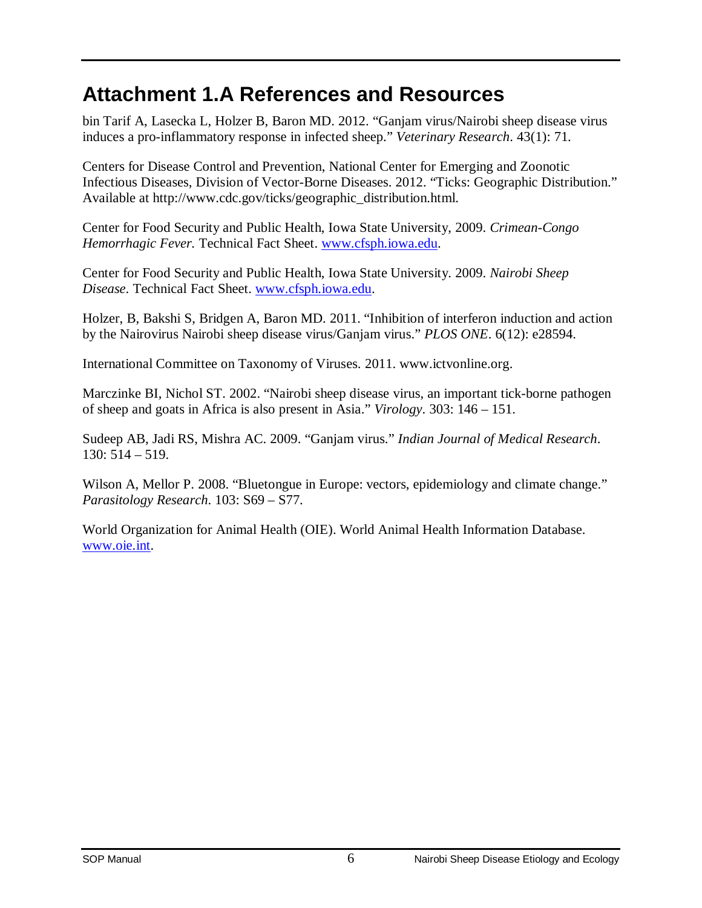# Attachment 1.A References and Resources

bin Tarif A, Lasecka L, Holzer B, Baron MD. 2012. "Ganjam virus/Nairobi sheep disease virus induces a pro-inflammatory response in infected sheep." *Veterinary Research*. 43(1): 71.

Centers for Disease Control and Prevention, National Center for Emerging and Zoonotic Infectious Diseases, Division of Vector-Borne Diseases. 2012. "Ticks: Geographic Distribution." Available at http://www.cdc.gov/ticks/geographic_distribution.html.

Center for Food Security and Public Health, Iowa State University, 2009. *Crimean-Congo Hemorrhagic Fever.* Technical Fact Sheet. www.cfsph.iowa.edu.

Center for Food Security and Public Health, Iowa State University. 2009. *Nairobi Sheep Disease*. Technical Fact Sheet. www.cfsph.iowa.edu.

Holzer, B, Bakshi S, Bridgen A, Baron MD. 2011. "Inhibition of interferon induction and action by the Nairovirus Nairobi sheep disease virus/Ganjam virus." *PLOS ONE*. 6(12): e28594.

International Committee on Taxonomy of Viruses. 2011. www.ictvonline.org.

Marczinke BI, Nichol ST. 2002. "Nairobi sheep disease virus, an important tick-borne pathogen of sheep and goats in Africa is also present in Asia." *Virology*. 303: 146 – 151.

Sudeep AB, Jadi RS, Mishra AC. 2009. "Ganjam virus." *Indian Journal of Medical Research*. 130: 514 – 519.

Wilson A, Mellor P. 2008. "Bluetongue in Europe: vectors, epidemiology and climate change." *Parasitology Research*. 103: S69 – S77.

World Organization for Animal Health (OIE). World Animal Health Information Database. www.oie.int.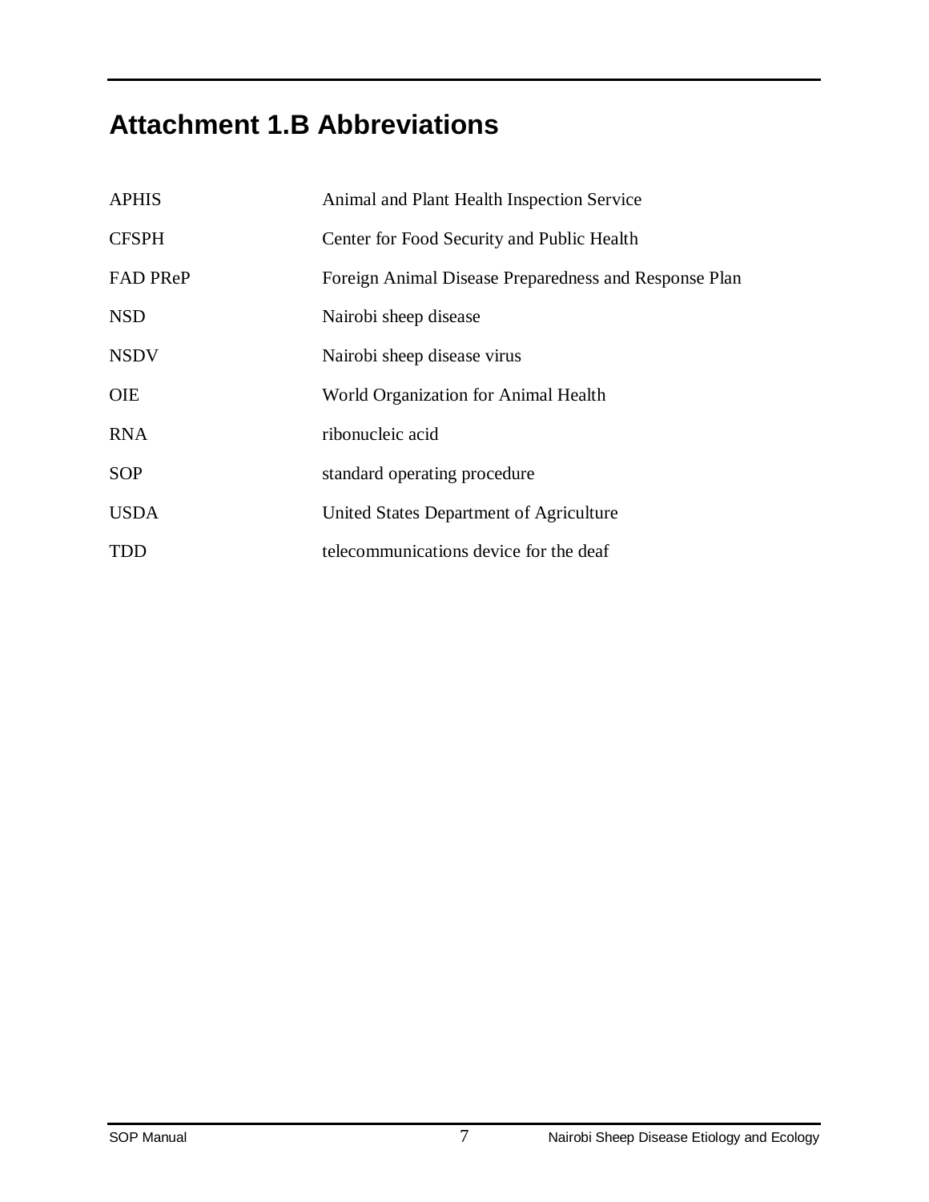# Attachment 1.B Abbreviations

| | |
|---|---|
| APHIS | Animal and Plant Health Inspection Service |
| CFSPH | Center for Food Security and Public Health |
| FAD PReP | Foreign Animal Disease Preparedness and Response Plan |
| NSD | Nairobi sheep disease |
| NSDV | Nairobi sheep disease virus |
| OIE | World Organization for Animal Health |
| RNA | ribonucleic acid |
| SOP | standard operating procedure |
| USDA | United States Department of Agriculture |
| TDD | telecommunications device for the deaf |